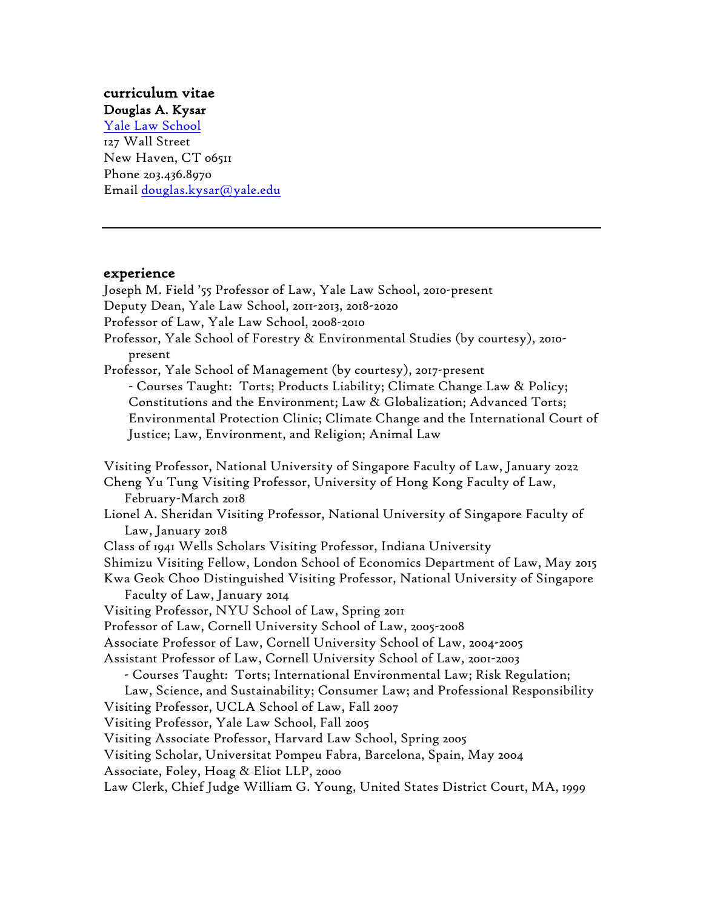## curriculum vitae

**Douglas A. Kysar**

[Yale Law School](https://law.yale.edu)
127 Wall Street
New Haven, CT 06511
Phone 203.436.8970
Email [douglas.kysar@yale.edu](mailto:douglas.kysar@yale.edu)

---

## experience

Joseph M. Field '55 Professor of Law, Yale Law School, 2010-present
Deputy Dean, Yale Law School, 2011-2013, 2018-2020
Professor of Law, Yale Law School, 2008-2010
Professor, Yale School of Forestry & Environmental Studies (by courtesy), 2010-present
Professor, Yale School of Management (by courtesy), 2017-present

- Courses Taught: Torts; Products Liability; Climate Change Law & Policy; Constitutions and the Environment; Law & Globalization; Advanced Torts; Environmental Protection Clinic; Climate Change and the International Court of Justice; Law, Environment, and Religion; Animal Law

Visiting Professor, National University of Singapore Faculty of Law, January 2022
Cheng Yu Tung Visiting Professor, University of Hong Kong Faculty of Law, February-March 2018
Lionel A. Sheridan Visiting Professor, National University of Singapore Faculty of Law, January 2018
Class of 1941 Wells Scholars Visiting Professor, Indiana University
Shimizu Visiting Fellow, London School of Economics Department of Law, May 2015
Kwa Geok Choo Distinguished Visiting Professor, National University of Singapore Faculty of Law, January 2014
Visiting Professor, NYU School of Law, Spring 2011
Professor of Law, Cornell University School of Law, 2005-2008
Associate Professor of Law, Cornell University School of Law, 2004-2005
Assistant Professor of Law, Cornell University School of Law, 2001-2003

- Courses Taught: Torts; International Environmental Law; Risk Regulation; Law, Science, and Sustainability; Consumer Law; and Professional Responsibility

Visiting Professor, UCLA School of Law, Fall 2007
Visiting Professor, Yale Law School, Fall 2005
Visiting Associate Professor, Harvard Law School, Spring 2005
Visiting Scholar, Universitat Pompeu Fabra, Barcelona, Spain, May 2004
Associate, Foley, Hoag & Eliot LLP, 2000
Law Clerk, Chief Judge William G. Young, United States District Court, MA, 1999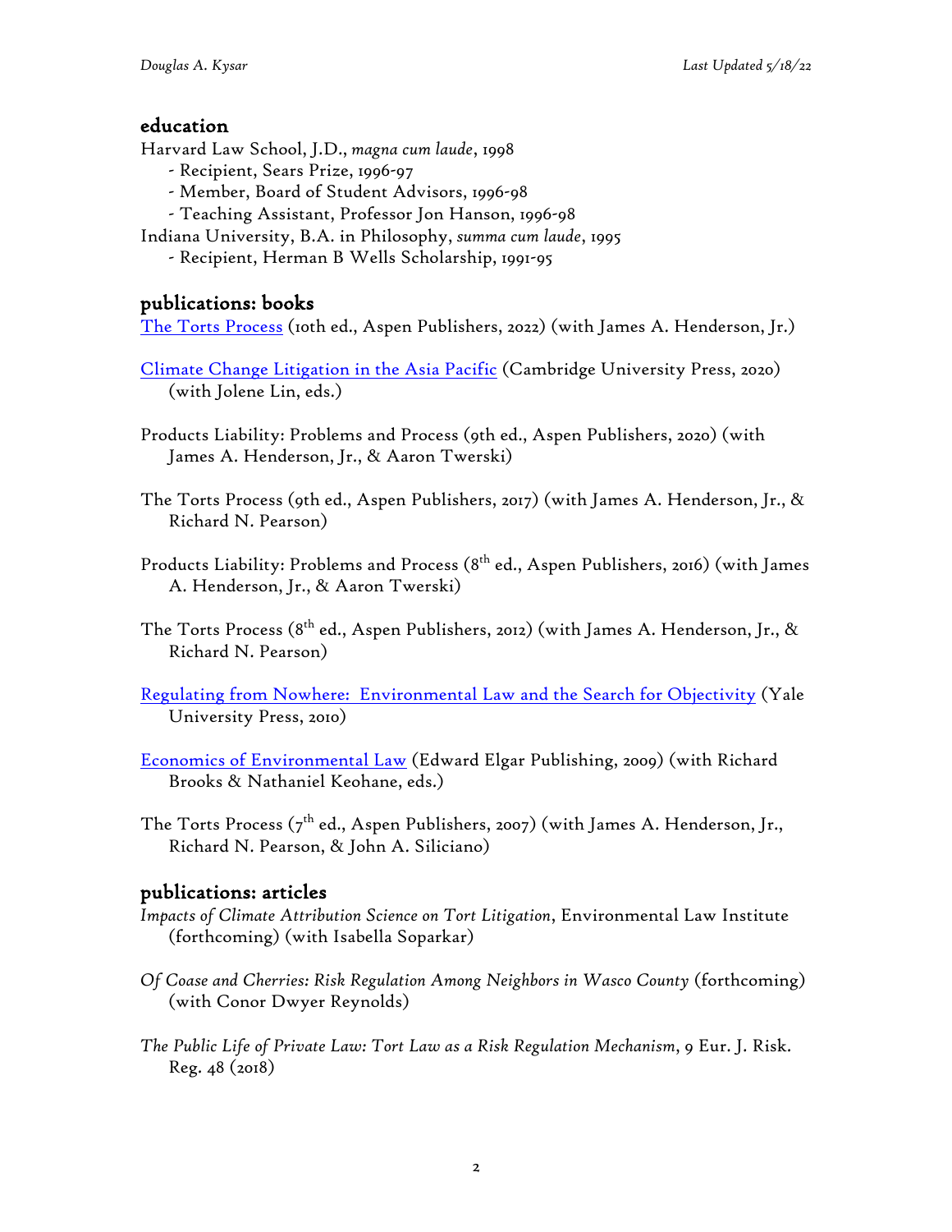## education

Harvard Law School, J.D., *magna cum laude*, 1998

- Recipient, Sears Prize, 1996-97
- Member, Board of Student Advisors, 1996-98
- Teaching Assistant, Professor Jon Hanson, 1996-98

Indiana University, B.A. in Philosophy, *summa cum laude*, 1995

- Recipient, Herman B Wells Scholarship, 1991-95

## publications: books

The Torts Process (10th ed., Aspen Publishers, 2022) (with James A. Henderson, Jr.)

Climate Change Litigation in the Asia Pacific (Cambridge University Press, 2020) (with Jolene Lin, eds.)

Products Liability: Problems and Process (9th ed., Aspen Publishers, 2020) (with James A. Henderson, Jr., & Aaron Twerski)

The Torts Process (9th ed., Aspen Publishers, 2017) (with James A. Henderson, Jr., & Richard N. Pearson)

Products Liability: Problems and Process (8th ed., Aspen Publishers, 2016) (with James A. Henderson, Jr., & Aaron Twerski)

The Torts Process (8th ed., Aspen Publishers, 2012) (with James A. Henderson, Jr., & Richard N. Pearson)

Regulating from Nowhere: Environmental Law and the Search for Objectivity (Yale University Press, 2010)

Economics of Environmental Law (Edward Elgar Publishing, 2009) (with Richard Brooks & Nathaniel Keohane, eds.)

The Torts Process (7th ed., Aspen Publishers, 2007) (with James A. Henderson, Jr., Richard N. Pearson, & John A. Siliciano)

## publications: articles

*Impacts of Climate Attribution Science on Tort Litigation*, Environmental Law Institute (forthcoming) (with Isabella Soparkar)

*Of Coase and Cherries: Risk Regulation Among Neighbors in Wasco County* (forthcoming) (with Conor Dwyer Reynolds)

*The Public Life of Private Law: Tort Law as a Risk Regulation Mechanism*, 9 Eur. J. Risk. Reg. 48 (2018)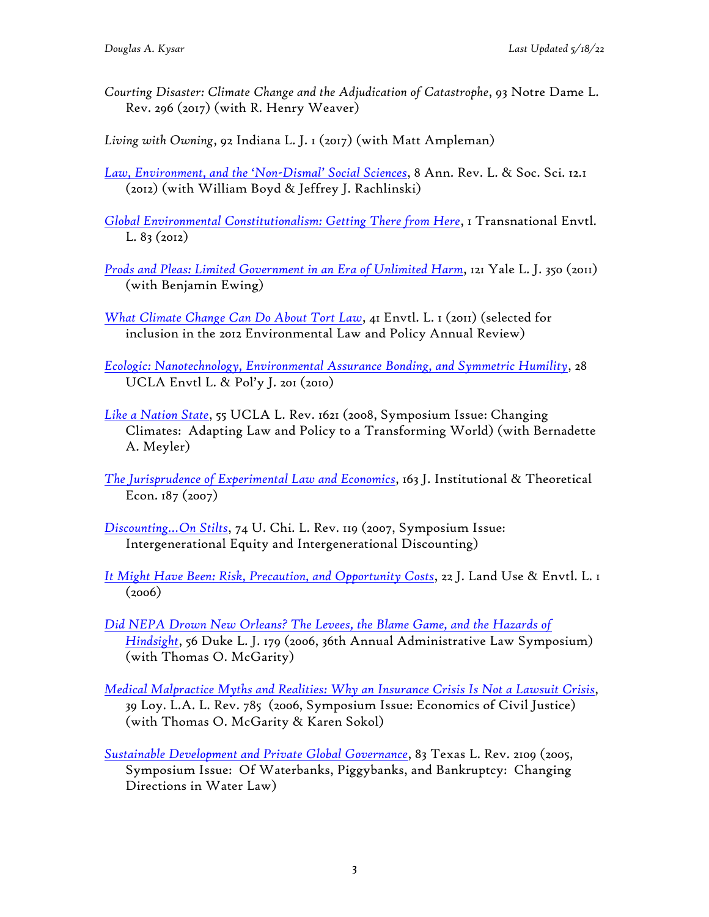*Courting Disaster: Climate Change and the Adjudication of Catastrophe*, 93 Notre Dame L. Rev. 296 (2017) (with R. Henry Weaver)

*Living with Owning*, 92 Indiana L. J. 1 (2017) (with Matt Ampleman)

*Law, Environment, and the 'Non-Dismal' Social Sciences*, 8 Ann. Rev. L. & Soc. Sci. 12.1 (2012) (with William Boyd & Jeffrey J. Rachlinski)

*Global Environmental Constitutionalism: Getting There from Here*, 1 Transnational Envtl. L. 83 (2012)

*Prods and Pleas: Limited Government in an Era of Unlimited Harm*, 121 Yale L. J. 350 (2011) (with Benjamin Ewing)

*What Climate Change Can Do About Tort Law*, 41 Envtl. L. 1 (2011) (selected for inclusion in the 2012 Environmental Law and Policy Annual Review)

*Ecologic: Nanotechnology, Environmental Assurance Bonding, and Symmetric Humility*, 28 UCLA Envtl L. & Pol'y J. 201 (2010)

*Like a Nation State*, 55 UCLA L. Rev. 1621 (2008, Symposium Issue: Changing Climates: Adapting Law and Policy to a Transforming World) (with Bernadette A. Meyler)

*The Jurisprudence of Experimental Law and Economics*, 163 J. Institutional & Theoretical Econ. 187 (2007)

*Discounting…On Stilts*, 74 U. Chi. L. Rev. 119 (2007, Symposium Issue: Intergenerational Equity and Intergenerational Discounting)

*It Might Have Been: Risk, Precaution, and Opportunity Costs*, 22 J. Land Use & Envtl. L. 1 (2006)

*Did NEPA Drown New Orleans? The Levees, the Blame Game, and the Hazards of Hindsight*, 56 Duke L. J. 179 (2006, 36th Annual Administrative Law Symposium) (with Thomas O. McGarity)

*Medical Malpractice Myths and Realities: Why an Insurance Crisis Is Not a Lawsuit Crisis*, 39 Loy. L.A. L. Rev. 785 (2006, Symposium Issue: Economics of Civil Justice) (with Thomas O. McGarity & Karen Sokol)

*Sustainable Development and Private Global Governance*, 83 Texas L. Rev. 2109 (2005, Symposium Issue: Of Waterbanks, Piggybanks, and Bankruptcy: Changing Directions in Water Law)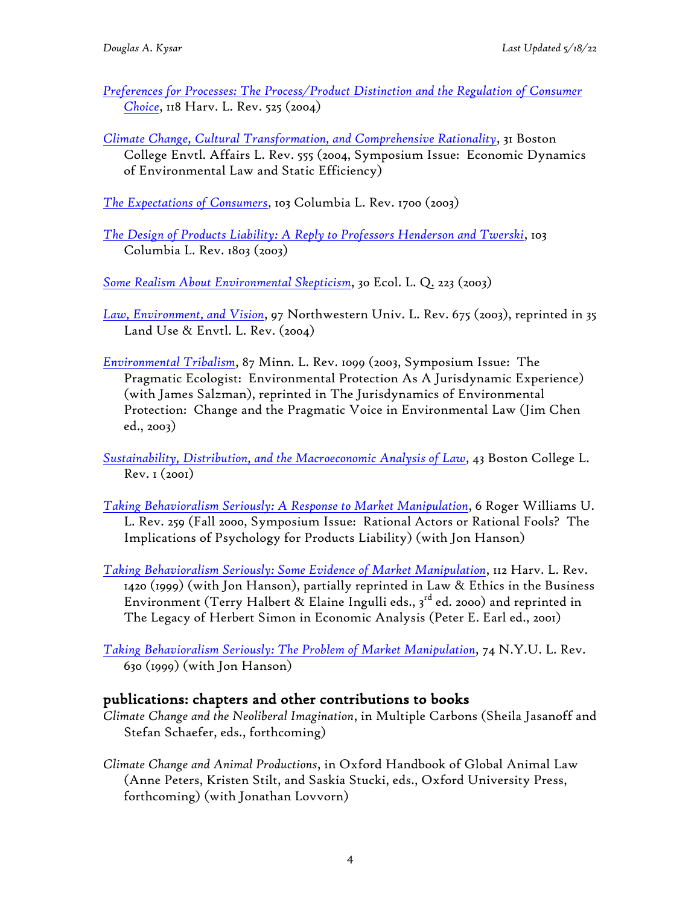*Preferences for Processes: The Process/Product Distinction and the Regulation of Consumer Choice*, 118 Harv. L. Rev. 525 (2004)

*Climate Change, Cultural Transformation, and Comprehensive Rationality*, 31 Boston College Envtl. Affairs L. Rev. 555 (2004, Symposium Issue: Economic Dynamics of Environmental Law and Static Efficiency)

*The Expectations of Consumers*, 103 Columbia L. Rev. 1700 (2003)

*The Design of Products Liability: A Reply to Professors Henderson and Twerski*, 103 Columbia L. Rev. 1803 (2003)

*Some Realism About Environmental Skepticism*, 30 Ecol. L. Q. 223 (2003)

*Law, Environment, and Vision*, 97 Northwestern Univ. L. Rev. 675 (2003), reprinted in 35 Land Use & Envtl. L. Rev. (2004)

*Environmental Tribalism*, 87 Minn. L. Rev. 1099 (2003, Symposium Issue: The Pragmatic Ecologist: Environmental Protection As A Jurisdynamic Experience) (with James Salzman), reprinted in The Jurisdynamics of Environmental Protection: Change and the Pragmatic Voice in Environmental Law (Jim Chen ed., 2003)

*Sustainability, Distribution, and the Macroeconomic Analysis of Law*, 43 Boston College L. Rev. 1 (2001)

*Taking Behavioralism Seriously: A Response to Market Manipulation*, 6 Roger Williams U. L. Rev. 259 (Fall 2000, Symposium Issue: Rational Actors or Rational Fools? The Implications of Psychology for Products Liability) (with Jon Hanson)

*Taking Behavioralism Seriously: Some Evidence of Market Manipulation*, 112 Harv. L. Rev. 1420 (1999) (with Jon Hanson), partially reprinted in Law & Ethics in the Business Environment (Terry Halbert & Elaine Ingulli eds., 3rd ed. 2000) and reprinted in The Legacy of Herbert Simon in Economic Analysis (Peter E. Earl ed., 2001)

*Taking Behavioralism Seriously: The Problem of Market Manipulation*, 74 N.Y.U. L. Rev. 630 (1999) (with Jon Hanson)

## publications: chapters and other contributions to books

*Climate Change and the Neoliberal Imagination*, in Multiple Carbons (Sheila Jasanoff and Stefan Schaefer, eds., forthcoming)

*Climate Change and Animal Productions*, in Oxford Handbook of Global Animal Law (Anne Peters, Kristen Stilt, and Saskia Stucki, eds., Oxford University Press, forthcoming) (with Jonathan Lovvorn)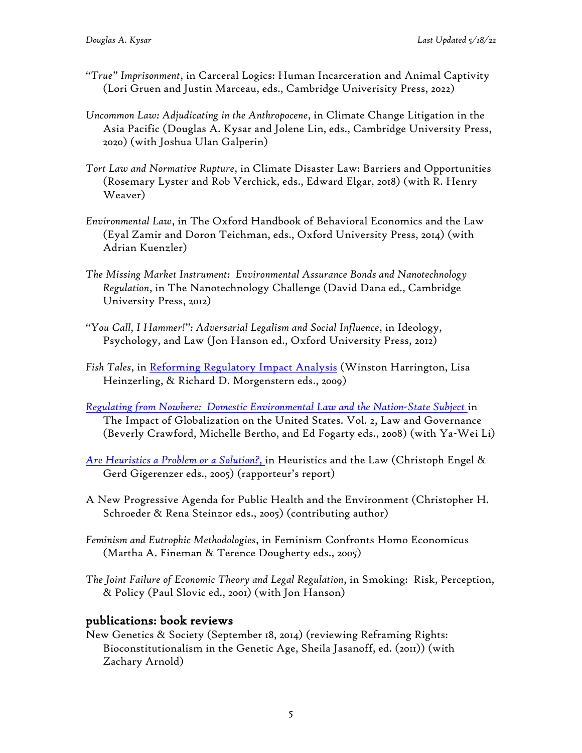*"True" Imprisonment*, in Carceral Logics: Human Incarceration and Animal Captivity (Lori Gruen and Justin Marceau, eds., Cambridge Univerisity Press, 2022)

*Uncommon Law: Adjudicating in the Anthropocene*, in Climate Change Litigation in the Asia Pacific (Douglas A. Kysar and Jolene Lin, eds., Cambridge University Press, 2020) (with Joshua Ulan Galperin)

*Tort Law and Normative Rupture*, in Climate Disaster Law: Barriers and Opportunities (Rosemary Lyster and Rob Verchick, eds., Edward Elgar, 2018) (with R. Henry Weaver)

*Environmental Law*, in The Oxford Handbook of Behavioral Economics and the Law (Eyal Zamir and Doron Teichman, eds., Oxford University Press, 2014) (with Adrian Kuenzler)

*The Missing Market Instrument: Environmental Assurance Bonds and Nanotechnology Regulation*, in The Nanotechnology Challenge (David Dana ed., Cambridge University Press, 2012)

*"You Call, I Hammer!": Adversarial Legalism and Social Influence*, in Ideology, Psychology, and Law (Jon Hanson ed., Oxford University Press, 2012)

*Fish Tales*, in Reforming Regulatory Impact Analysis (Winston Harrington, Lisa Heinzerling, & Richard D. Morgenstern eds., 2009)

*Regulating from Nowhere: Domestic Environmental Law and the Nation-State Subject* in The Impact of Globalization on the United States. Vol. 2, Law and Governance (Beverly Crawford, Michelle Bertho, and Ed Fogarty eds., 2008) (with Ya-Wei Li)

*Are Heuristics a Problem or a Solution?,* in Heuristics and the Law (Christoph Engel & Gerd Gigerenzer eds., 2005) (rapporteur's report)

A New Progressive Agenda for Public Health and the Environment (Christopher H. Schroeder & Rena Steinzor eds., 2005) (contributing author)

*Feminism and Eutrophic Methodologies*, in Feminism Confronts Homo Economicus (Martha A. Fineman & Terence Dougherty eds., 2005)

*The Joint Failure of Economic Theory and Legal Regulation*, in Smoking: Risk, Perception, & Policy (Paul Slovic ed., 2001) (with Jon Hanson)

## publications: book reviews

New Genetics & Society (September 18, 2014) (reviewing Reframing Rights: Bioconstitutionalism in the Genetic Age, Sheila Jasanoff, ed. (2011)) (with Zachary Arnold)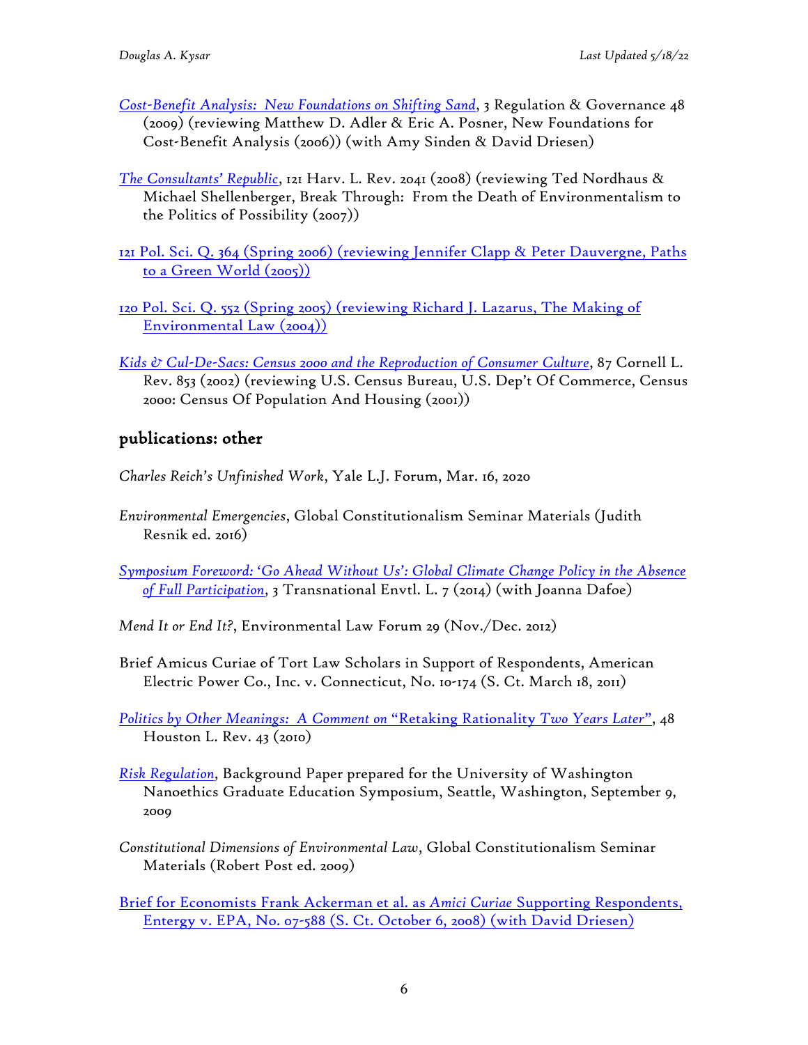*Cost-Benefit Analysis: New Foundations on Shifting Sand*, 3 Regulation & Governance 48 (2009) (reviewing Matthew D. Adler & Eric A. Posner, New Foundations for Cost-Benefit Analysis (2006)) (with Amy Sinden & David Driesen)

*The Consultants' Republic*, 121 Harv. L. Rev. 2041 (2008) (reviewing Ted Nordhaus & Michael Shellenberger, Break Through: From the Death of Environmentalism to the Politics of Possibility (2007))

121 Pol. Sci. Q. 364 (Spring 2006) (reviewing Jennifer Clapp & Peter Dauvergne, Paths to a Green World (2005))

120 Pol. Sci. Q. 552 (Spring 2005) (reviewing Richard J. Lazarus, The Making of Environmental Law (2004))

*Kids & Cul-De-Sacs: Census 2000 and the Reproduction of Consumer Culture*, 87 Cornell L. Rev. 853 (2002) (reviewing U.S. Census Bureau, U.S. Dep't Of Commerce, Census 2000: Census Of Population And Housing (2001))

## publications: other

*Charles Reich's Unfinished Work*, Yale L.J. Forum, Mar. 16, 2020

*Environmental Emergencies*, Global Constitutionalism Seminar Materials (Judith Resnik ed. 2016)

*Symposium Foreword: 'Go Ahead Without Us': Global Climate Change Policy in the Absence of Full Participation*, 3 Transnational Envtl. L. 7 (2014) (with Joanna Dafoe)

*Mend It or End It?*, Environmental Law Forum 29 (Nov./Dec. 2012)

Brief Amicus Curiae of Tort Law Scholars in Support of Respondents, American Electric Power Co., Inc. v. Connecticut, No. 10-174 (S. Ct. March 18, 2011)

*Politics by Other Meanings: A Comment on* "Retaking Rationality *Two Years Later*", 48 Houston L. Rev. 43 (2010)

*Risk Regulation*, Background Paper prepared for the University of Washington Nanoethics Graduate Education Symposium, Seattle, Washington, September 9, 2009

*Constitutional Dimensions of Environmental Law*, Global Constitutionalism Seminar Materials (Robert Post ed. 2009)

Brief for Economists Frank Ackerman et al. as *Amici Curiae* Supporting Respondents, Entergy v. EPA, No. 07-588 (S. Ct. October 6, 2008) (with David Driesen)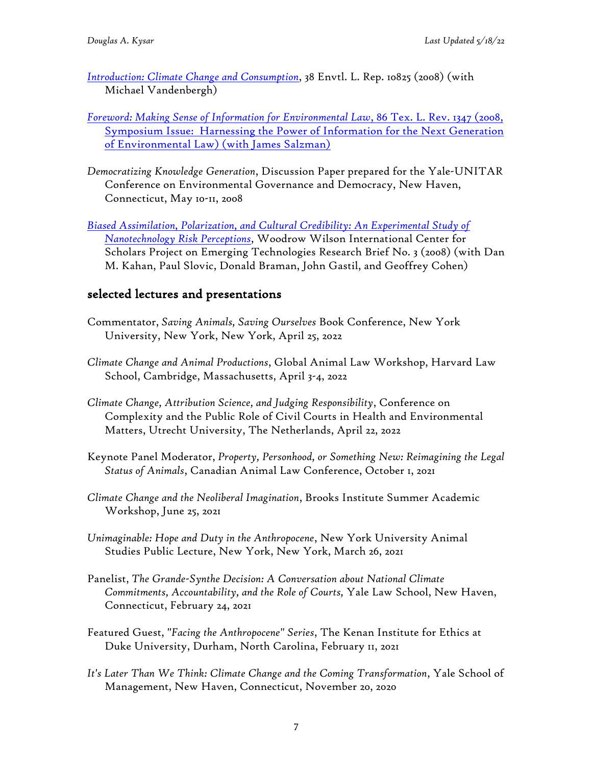*Introduction: Climate Change and Consumption*, 38 Envtl. L. Rep. 10825 (2008) (with Michael Vandenbergh)

*Foreword: Making Sense of Information for Environmental Law*, 86 Tex. L. Rev. 1347 (2008, Symposium Issue: Harnessing the Power of Information for the Next Generation of Environmental Law) (with James Salzman)

*Democratizing Knowledge Generation*, Discussion Paper prepared for the Yale-UNITAR Conference on Environmental Governance and Democracy, New Haven, Connecticut, May 10-11, 2008

*Biased Assimilation, Polarization, and Cultural Credibility: An Experimental Study of Nanotechnology Risk Perceptions*, Woodrow Wilson International Center for Scholars Project on Emerging Technologies Research Brief No. 3 (2008) (with Dan M. Kahan, Paul Slovic, Donald Braman, John Gastil, and Geoffrey Cohen)

## selected lectures and presentations

Commentator, *Saving Animals, Saving Ourselves* Book Conference, New York University, New York, New York, April 25, 2022

*Climate Change and Animal Productions*, Global Animal Law Workshop, Harvard Law School, Cambridge, Massachusetts, April 3-4, 2022

*Climate Change, Attribution Science, and Judging Responsibility*, Conference on Complexity and the Public Role of Civil Courts in Health and Environmental Matters, Utrecht University, The Netherlands, April 22, 2022

Keynote Panel Moderator, *Property, Personhood, or Something New: Reimagining the Legal Status of Animals*, Canadian Animal Law Conference, October 1, 2021

*Climate Change and the Neoliberal Imagination*, Brooks Institute Summer Academic Workshop, June 25, 2021

*Unimaginable: Hope and Duty in the Anthropocene*, New York University Animal Studies Public Lecture, New York, New York, March 26, 2021

Panelist, *The Grande-Synthe Decision: A Conversation about National Climate Commitments, Accountability, and the Role of Courts,* Yale Law School, New Haven, Connecticut, February 24, 2021

Featured Guest, *"Facing the Anthropocene" Series*, The Kenan Institute for Ethics at Duke University, Durham, North Carolina, February 11, 2021

*It's Later Than We Think: Climate Change and the Coming Transformation*, Yale School of Management, New Haven, Connecticut, November 20, 2020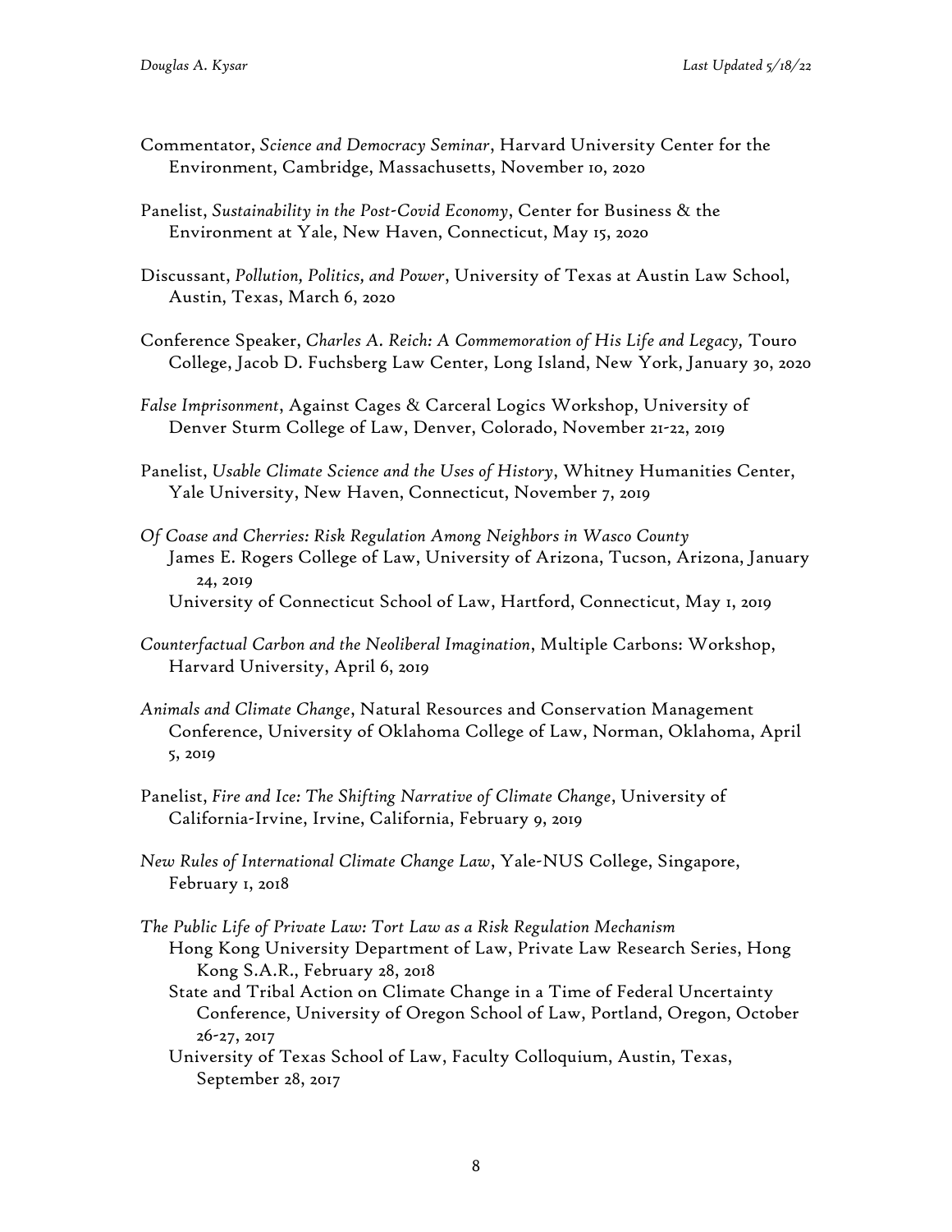Commentator, *Science and Democracy Seminar*, Harvard University Center for the Environment, Cambridge, Massachusetts, November 10, 2020

Panelist, *Sustainability in the Post-Covid Economy*, Center for Business & the Environment at Yale, New Haven, Connecticut, May 15, 2020

Discussant, *Pollution, Politics, and Power*, University of Texas at Austin Law School, Austin, Texas, March 6, 2020

Conference Speaker, *Charles A. Reich: A Commemoration of His Life and Legacy,* Touro College, Jacob D. Fuchsberg Law Center, Long Island, New York, January 30, 2020

*False Imprisonment*, Against Cages & Carceral Logics Workshop, University of Denver Sturm College of Law, Denver, Colorado, November 21-22, 2019

Panelist, *Usable Climate Science and the Uses of History*, Whitney Humanities Center, Yale University, New Haven, Connecticut, November 7, 2019

*Of Coase and Cherries: Risk Regulation Among Neighbors in Wasco County*
- James E. Rogers College of Law, University of Arizona, Tucson, Arizona, January 24, 2019
- University of Connecticut School of Law, Hartford, Connecticut, May 1, 2019

*Counterfactual Carbon and the Neoliberal Imagination*, Multiple Carbons: Workshop, Harvard University, April 6, 2019

*Animals and Climate Change*, Natural Resources and Conservation Management Conference, University of Oklahoma College of Law, Norman, Oklahoma, April 5, 2019

Panelist, *Fire and Ice: The Shifting Narrative of Climate Change*, University of California-Irvine, Irvine, California, February 9, 2019

*New Rules of International Climate Change Law*, Yale-NUS College, Singapore, February 1, 2018

*The Public Life of Private Law: Tort Law as a Risk Regulation Mechanism*
- Hong Kong University Department of Law, Private Law Research Series, Hong Kong S.A.R., February 28, 2018
- State and Tribal Action on Climate Change in a Time of Federal Uncertainty Conference, University of Oregon School of Law, Portland, Oregon, October 26-27, 2017
- University of Texas School of Law, Faculty Colloquium, Austin, Texas, September 28, 2017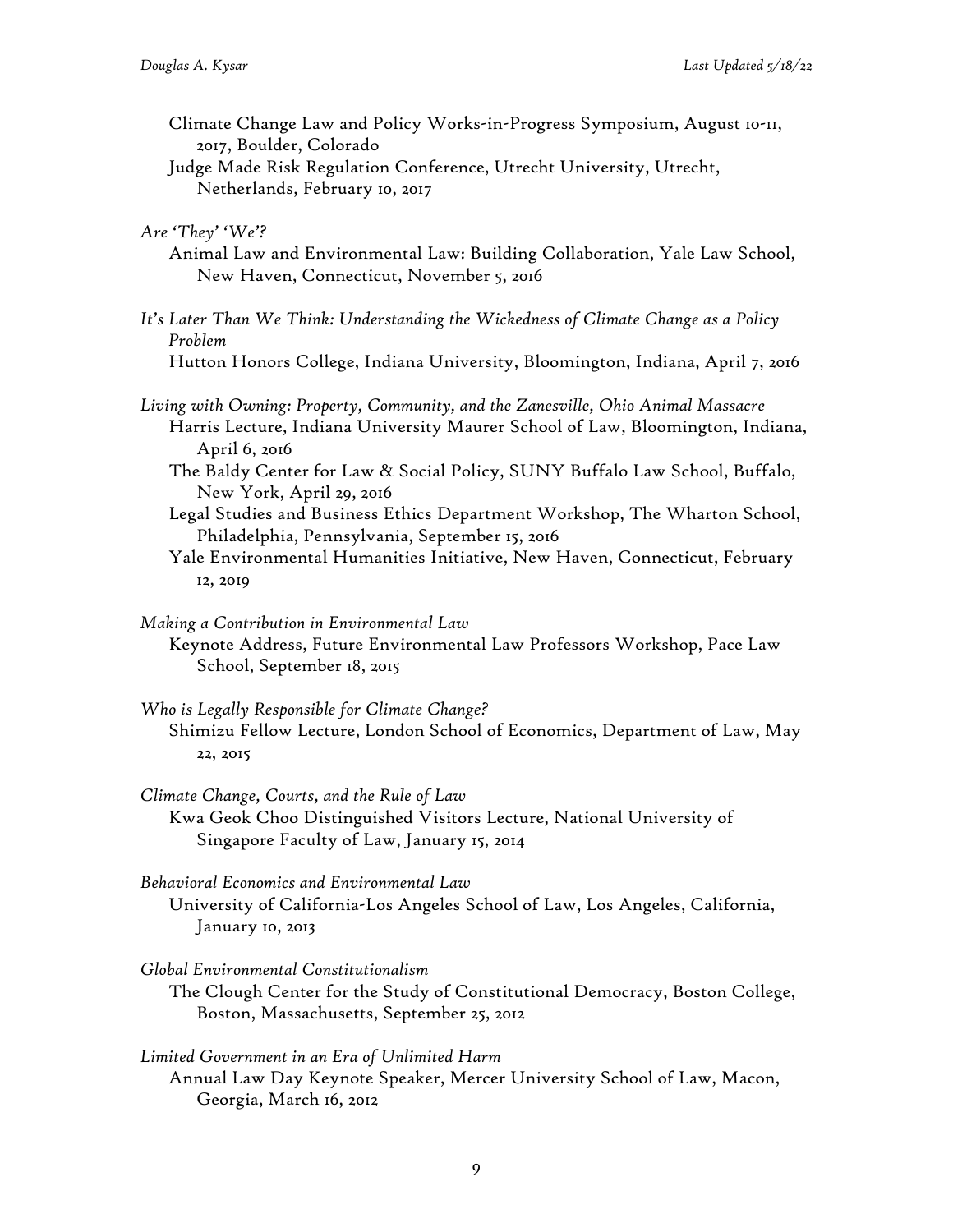Climate Change Law and Policy Works-in-Progress Symposium, August 10-11, 2017, Boulder, Colorado

Judge Made Risk Regulation Conference, Utrecht University, Utrecht, Netherlands, February 10, 2017

*Are 'They' 'We'?*

Animal Law and Environmental Law: Building Collaboration, Yale Law School, New Haven, Connecticut, November 5, 2016

*It's Later Than We Think: Understanding the Wickedness of Climate Change as a Policy Problem*

Hutton Honors College, Indiana University, Bloomington, Indiana, April 7, 2016

*Living with Owning: Property, Community, and the Zanesville, Ohio Animal Massacre*

Harris Lecture, Indiana University Maurer School of Law, Bloomington, Indiana, April 6, 2016

The Baldy Center for Law & Social Policy, SUNY Buffalo Law School, Buffalo, New York, April 29, 2016

Legal Studies and Business Ethics Department Workshop, The Wharton School, Philadelphia, Pennsylvania, September 15, 2016

Yale Environmental Humanities Initiative, New Haven, Connecticut, February 12, 2019

*Making a Contribution in Environmental Law*

Keynote Address, Future Environmental Law Professors Workshop, Pace Law School, September 18, 2015

*Who is Legally Responsible for Climate Change?*

Shimizu Fellow Lecture, London School of Economics, Department of Law, May 22, 2015

*Climate Change, Courts, and the Rule of Law*

Kwa Geok Choo Distinguished Visitors Lecture, National University of Singapore Faculty of Law, January 15, 2014

*Behavioral Economics and Environmental Law*

University of California-Los Angeles School of Law, Los Angeles, California, January 10, 2013

*Global Environmental Constitutionalism*

The Clough Center for the Study of Constitutional Democracy, Boston College, Boston, Massachusetts, September 25, 2012

*Limited Government in an Era of Unlimited Harm*

Annual Law Day Keynote Speaker, Mercer University School of Law, Macon, Georgia, March 16, 2012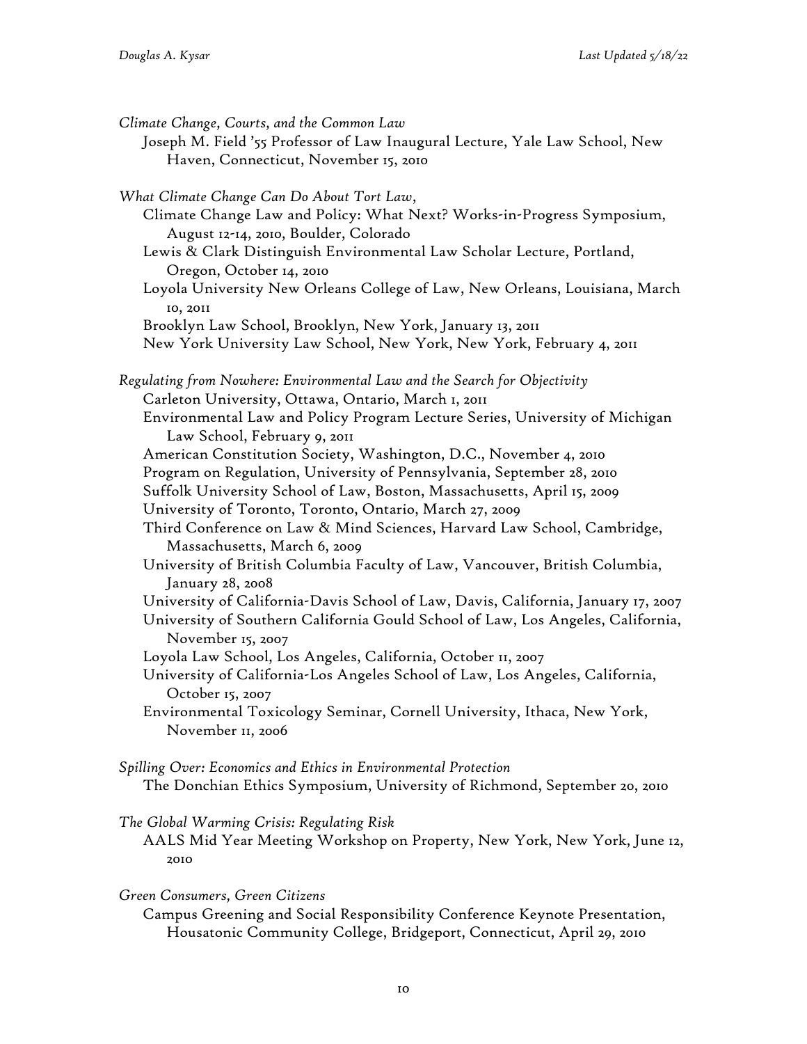*Climate Change, Courts, and the Common Law*

Joseph M. Field '55 Professor of Law Inaugural Lecture, Yale Law School, New Haven, Connecticut, November 15, 2010

*What Climate Change Can Do About Tort Law*,

Climate Change Law and Policy: What Next? Works-in-Progress Symposium, August 12-14, 2010, Boulder, Colorado

Lewis & Clark Distinguish Environmental Law Scholar Lecture, Portland, Oregon, October 14, 2010

Loyola University New Orleans College of Law, New Orleans, Louisiana, March 10, 2011

Brooklyn Law School, Brooklyn, New York, January 13, 2011

New York University Law School, New York, New York, February 4, 2011

*Regulating from Nowhere: Environmental Law and the Search for Objectivity*

Carleton University, Ottawa, Ontario, March 1, 2011

Environmental Law and Policy Program Lecture Series, University of Michigan Law School, February 9, 2011

American Constitution Society, Washington, D.C., November 4, 2010

Program on Regulation, University of Pennsylvania, September 28, 2010

Suffolk University School of Law, Boston, Massachusetts, April 15, 2009

University of Toronto, Toronto, Ontario, March 27, 2009

Third Conference on Law & Mind Sciences, Harvard Law School, Cambridge, Massachusetts, March 6, 2009

University of British Columbia Faculty of Law, Vancouver, British Columbia, January 28, 2008

University of California-Davis School of Law, Davis, California, January 17, 2007

University of Southern California Gould School of Law, Los Angeles, California, November 15, 2007

Loyola Law School, Los Angeles, California, October 11, 2007

University of California-Los Angeles School of Law, Los Angeles, California, October 15, 2007

Environmental Toxicology Seminar, Cornell University, Ithaca, New York, November 11, 2006

*Spilling Over: Economics and Ethics in Environmental Protection*

The Donchian Ethics Symposium, University of Richmond, September 20, 2010

*The Global Warming Crisis: Regulating Risk*

AALS Mid Year Meeting Workshop on Property, New York, New York, June 12, 2010

*Green Consumers, Green Citizens*

Campus Greening and Social Responsibility Conference Keynote Presentation, Housatonic Community College, Bridgeport, Connecticut, April 29, 2010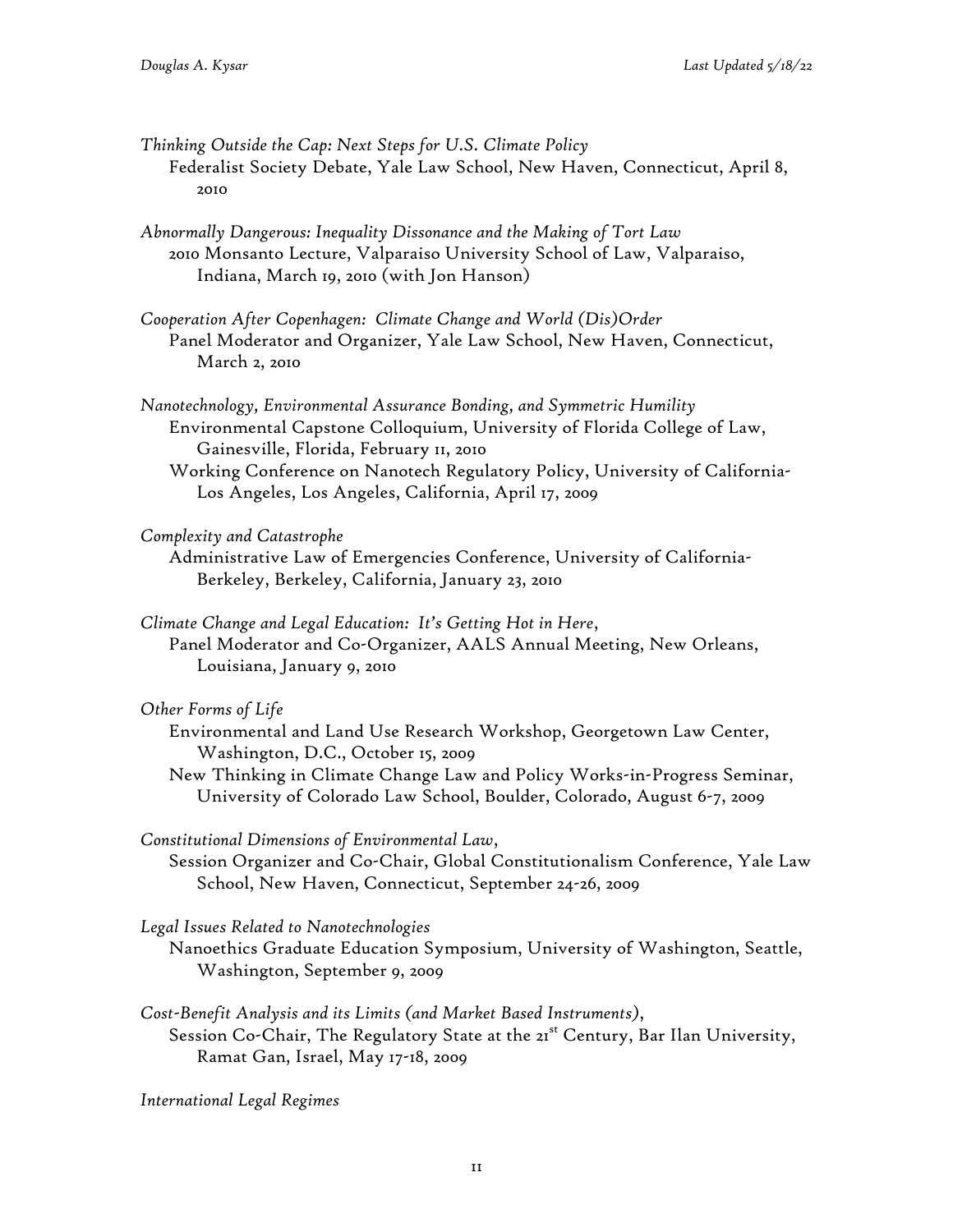*Thinking Outside the Cap: Next Steps for U.S. Climate Policy*
Federalist Society Debate, Yale Law School, New Haven, Connecticut, April 8, 2010

*Abnormally Dangerous: Inequality Dissonance and the Making of Tort Law*
2010 Monsanto Lecture, Valparaiso University School of Law, Valparaiso, Indiana, March 19, 2010 (with Jon Hanson)

*Cooperation After Copenhagen: Climate Change and World (Dis)Order*
Panel Moderator and Organizer, Yale Law School, New Haven, Connecticut, March 2, 2010

*Nanotechnology, Environmental Assurance Bonding, and Symmetric Humility*
Environmental Capstone Colloquium, University of Florida College of Law, Gainesville, Florida, February 11, 2010
Working Conference on Nanotech Regulatory Policy, University of California-Los Angeles, Los Angeles, California, April 17, 2009

*Complexity and Catastrophe*
Administrative Law of Emergencies Conference, University of California-Berkeley, Berkeley, California, January 23, 2010

*Climate Change and Legal Education: It's Getting Hot in Here*,
Panel Moderator and Co-Organizer, AALS Annual Meeting, New Orleans, Louisiana, January 9, 2010

*Other Forms of Life*
Environmental and Land Use Research Workshop, Georgetown Law Center, Washington, D.C., October 15, 2009
New Thinking in Climate Change Law and Policy Works-in-Progress Seminar, University of Colorado Law School, Boulder, Colorado, August 6-7, 2009

*Constitutional Dimensions of Environmental Law*,
Session Organizer and Co-Chair, Global Constitutionalism Conference, Yale Law School, New Haven, Connecticut, September 24-26, 2009

*Legal Issues Related to Nanotechnologies*
Nanoethics Graduate Education Symposium, University of Washington, Seattle, Washington, September 9, 2009

*Cost-Benefit Analysis and its Limits (and Market Based Instruments)*,
Session Co-Chair, The Regulatory State at the 21st Century, Bar Ilan University, Ramat Gan, Israel, May 17-18, 2009

*International Legal Regimes*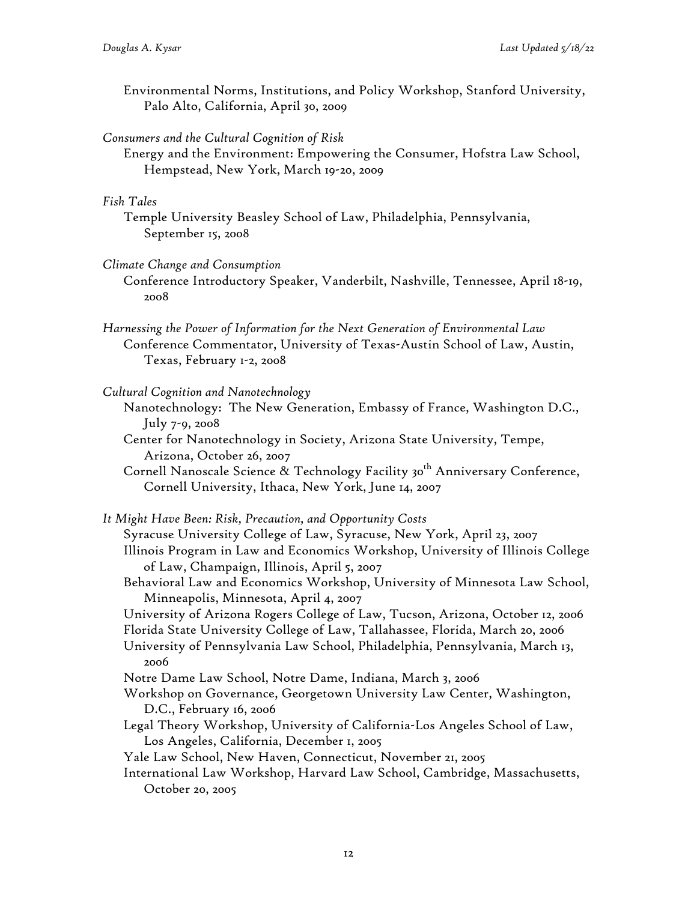Environmental Norms, Institutions, and Policy Workshop, Stanford University, Palo Alto, California, April 30, 2009

*Consumers and the Cultural Cognition of Risk*

Energy and the Environment: Empowering the Consumer, Hofstra Law School, Hempstead, New York, March 19-20, 2009

*Fish Tales*

Temple University Beasley School of Law, Philadelphia, Pennsylvania, September 15, 2008

*Climate Change and Consumption*

Conference Introductory Speaker, Vanderbilt, Nashville, Tennessee, April 18-19, 2008

*Harnessing the Power of Information for the Next Generation of Environmental Law*

Conference Commentator, University of Texas-Austin School of Law, Austin, Texas, February 1-2, 2008

*Cultural Cognition and Nanotechnology*

Nanotechnology: The New Generation, Embassy of France, Washington D.C., July 7-9, 2008

Center for Nanotechnology in Society, Arizona State University, Tempe, Arizona, October 26, 2007

Cornell Nanoscale Science & Technology Facility 30th Anniversary Conference, Cornell University, Ithaca, New York, June 14, 2007

*It Might Have Been: Risk, Precaution, and Opportunity Costs*

Syracuse University College of Law, Syracuse, New York, April 23, 2007

Illinois Program in Law and Economics Workshop, University of Illinois College of Law, Champaign, Illinois, April 5, 2007

Behavioral Law and Economics Workshop, University of Minnesota Law School, Minneapolis, Minnesota, April 4, 2007

University of Arizona Rogers College of Law, Tucson, Arizona, October 12, 2006

Florida State University College of Law, Tallahassee, Florida, March 20, 2006

University of Pennsylvania Law School, Philadelphia, Pennsylvania, March 13, 2006

Notre Dame Law School, Notre Dame, Indiana, March 3, 2006

Workshop on Governance, Georgetown University Law Center, Washington, D.C., February 16, 2006

Legal Theory Workshop, University of California-Los Angeles School of Law, Los Angeles, California, December 1, 2005

Yale Law School, New Haven, Connecticut, November 21, 2005

International Law Workshop, Harvard Law School, Cambridge, Massachusetts, October 20, 2005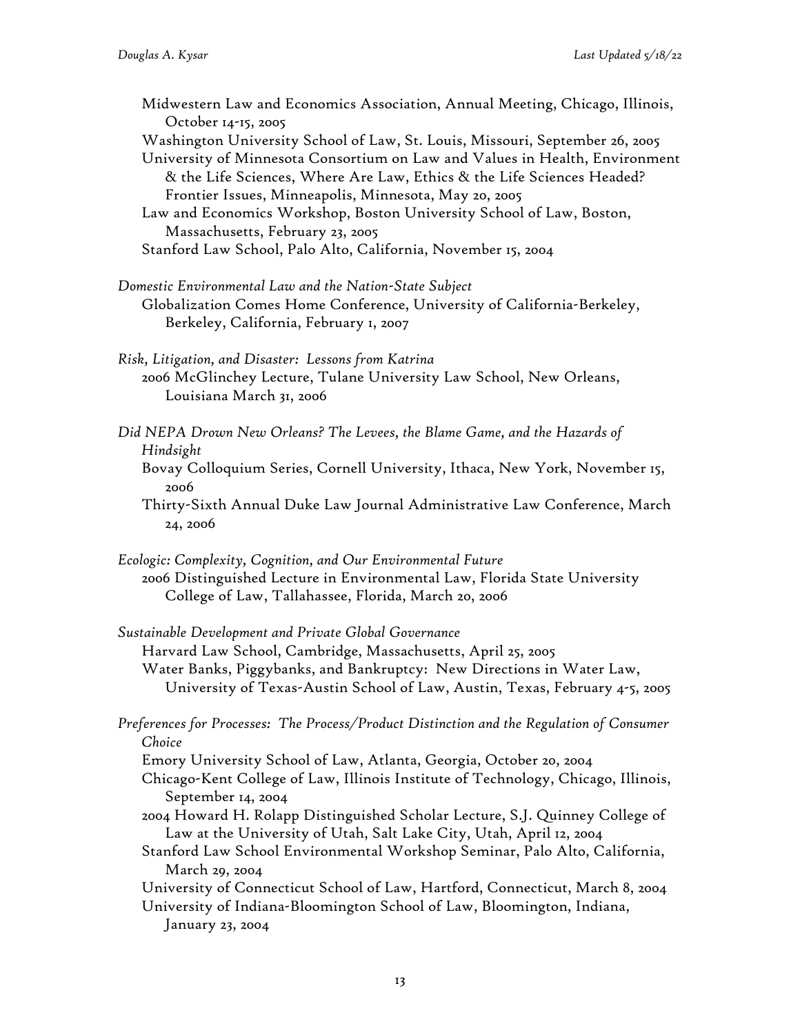Midwestern Law and Economics Association, Annual Meeting, Chicago, Illinois, October 14-15, 2005
Washington University School of Law, St. Louis, Missouri, September 26, 2005
University of Minnesota Consortium on Law and Values in Health, Environment & the Life Sciences, Where Are Law, Ethics & the Life Sciences Headed? Frontier Issues, Minneapolis, Minnesota, May 20, 2005
Law and Economics Workshop, Boston University School of Law, Boston, Massachusetts, February 23, 2005
Stanford Law School, Palo Alto, California, November 15, 2004

*Domestic Environmental Law and the Nation-State Subject*
Globalization Comes Home Conference, University of California-Berkeley, Berkeley, California, February 1, 2007

*Risk, Litigation, and Disaster: Lessons from Katrina*
2006 McGlinchey Lecture, Tulane University Law School, New Orleans, Louisiana March 31, 2006

*Did NEPA Drown New Orleans? The Levees, the Blame Game, and the Hazards of Hindsight*
Bovay Colloquium Series, Cornell University, Ithaca, New York, November 15, 2006
Thirty-Sixth Annual Duke Law Journal Administrative Law Conference, March 24, 2006

*Ecologic: Complexity, Cognition, and Our Environmental Future*
2006 Distinguished Lecture in Environmental Law, Florida State University College of Law, Tallahassee, Florida, March 20, 2006

*Sustainable Development and Private Global Governance*
Harvard Law School, Cambridge, Massachusetts, April 25, 2005
Water Banks, Piggybanks, and Bankruptcy: New Directions in Water Law, University of Texas-Austin School of Law, Austin, Texas, February 4-5, 2005

*Preferences for Processes: The Process/Product Distinction and the Regulation of Consumer Choice*
Emory University School of Law, Atlanta, Georgia, October 20, 2004
Chicago-Kent College of Law, Illinois Institute of Technology, Chicago, Illinois, September 14, 2004
2004 Howard H. Rolapp Distinguished Scholar Lecture, S.J. Quinney College of Law at the University of Utah, Salt Lake City, Utah, April 12, 2004
Stanford Law School Environmental Workshop Seminar, Palo Alto, California, March 29, 2004
University of Connecticut School of Law, Hartford, Connecticut, March 8, 2004
University of Indiana-Bloomington School of Law, Bloomington, Indiana, January 23, 2004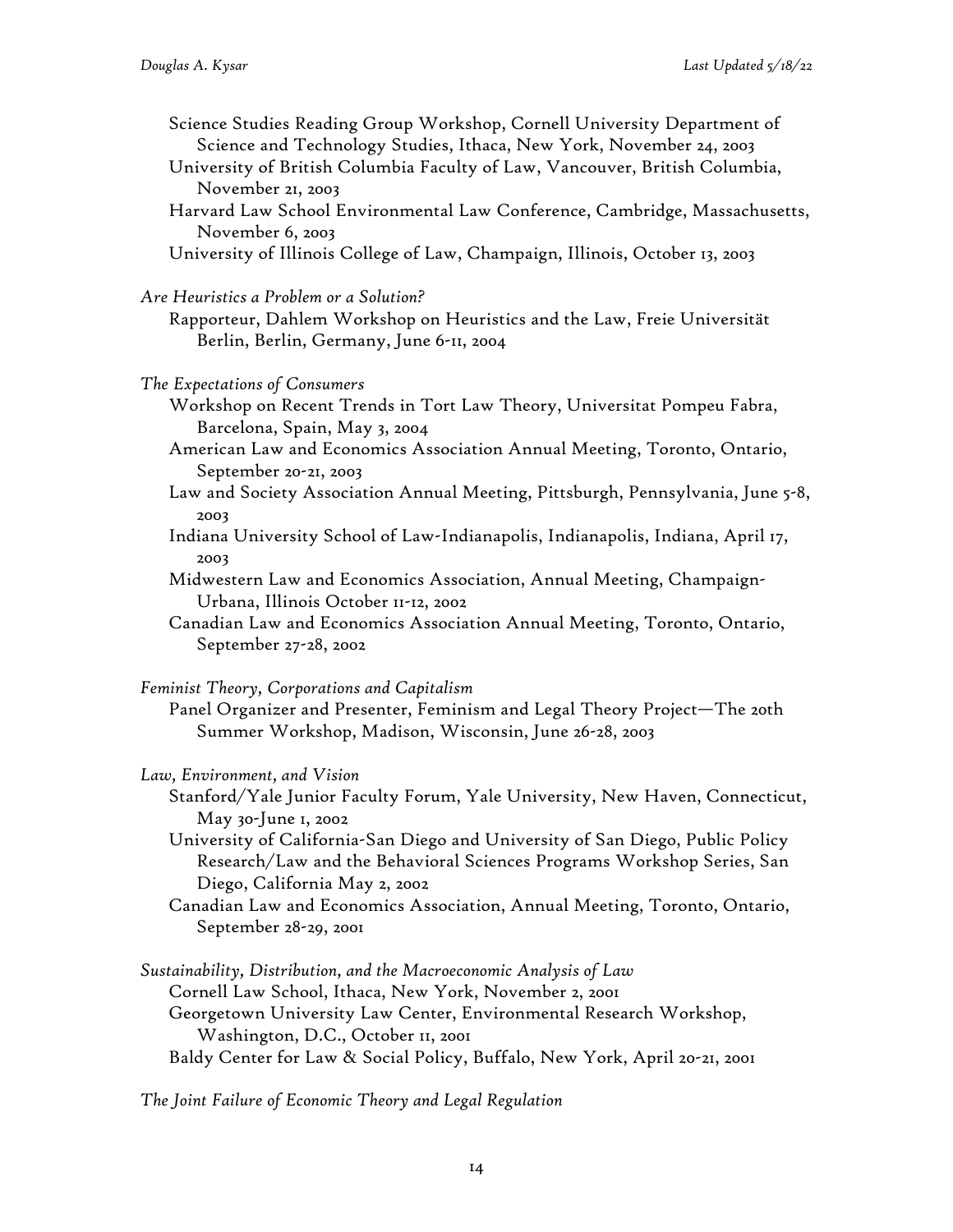Science Studies Reading Group Workshop, Cornell University Department of Science and Technology Studies, Ithaca, New York, November 24, 2003

University of British Columbia Faculty of Law, Vancouver, British Columbia, November 21, 2003

Harvard Law School Environmental Law Conference, Cambridge, Massachusetts, November 6, 2003

University of Illinois College of Law, Champaign, Illinois, October 13, 2003

*Are Heuristics a Problem or a Solution?*

Rapporteur, Dahlem Workshop on Heuristics and the Law, Freie Universität Berlin, Berlin, Germany, June 6-11, 2004

*The Expectations of Consumers*

Workshop on Recent Trends in Tort Law Theory, Universitat Pompeu Fabra, Barcelona, Spain, May 3, 2004

American Law and Economics Association Annual Meeting, Toronto, Ontario, September 20-21, 2003

Law and Society Association Annual Meeting, Pittsburgh, Pennsylvania, June 5-8, 2003

Indiana University School of Law-Indianapolis, Indianapolis, Indiana, April 17, 2003

Midwestern Law and Economics Association, Annual Meeting, Champaign-Urbana, Illinois October 11-12, 2002

Canadian Law and Economics Association Annual Meeting, Toronto, Ontario, September 27-28, 2002

*Feminist Theory, Corporations and Capitalism*

Panel Organizer and Presenter, Feminism and Legal Theory Project—The 20th Summer Workshop, Madison, Wisconsin, June 26-28, 2003

*Law, Environment, and Vision*

Stanford/Yale Junior Faculty Forum, Yale University, New Haven, Connecticut, May 30-June 1, 2002

University of California-San Diego and University of San Diego, Public Policy Research/Law and the Behavioral Sciences Programs Workshop Series, San Diego, California May 2, 2002

Canadian Law and Economics Association, Annual Meeting, Toronto, Ontario, September 28-29, 2001

*Sustainability, Distribution, and the Macroeconomic Analysis of Law*

Cornell Law School, Ithaca, New York, November 2, 2001

Georgetown University Law Center, Environmental Research Workshop, Washington, D.C., October 11, 2001

Baldy Center for Law & Social Policy, Buffalo, New York, April 20-21, 2001

*The Joint Failure of Economic Theory and Legal Regulation*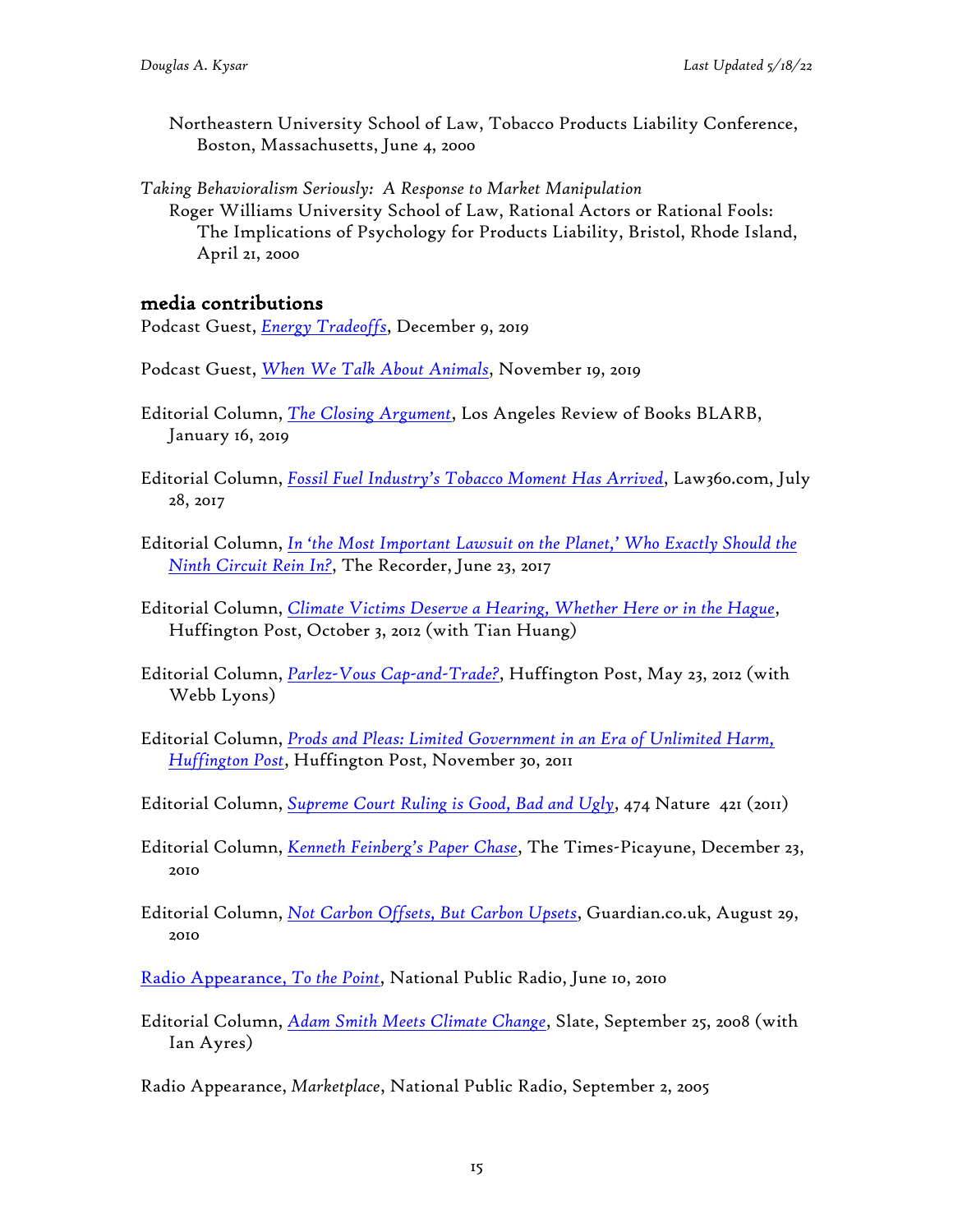Northeastern University School of Law, Tobacco Products Liability Conference, Boston, Massachusetts, June 4, 2000

*Taking Behavioralism Seriously: A Response to Market Manipulation*
Roger Williams University School of Law, Rational Actors or Rational Fools: The Implications of Psychology for Products Liability, Bristol, Rhode Island, April 21, 2000

## media contributions

Podcast Guest, *Energy Tradeoffs*, December 9, 2019

Podcast Guest, *When We Talk About Animals*, November 19, 2019

Editorial Column, *The Closing Argument*, Los Angeles Review of Books BLARB, January 16, 2019

Editorial Column, *Fossil Fuel Industry's Tobacco Moment Has Arrived*, Law360.com, July 28, 2017

Editorial Column, *In 'the Most Important Lawsuit on the Planet,' Who Exactly Should the Ninth Circuit Rein In?*, The Recorder, June 23, 2017

Editorial Column, *Climate Victims Deserve a Hearing, Whether Here or in the Hague*, Huffington Post, October 3, 2012 (with Tian Huang)

Editorial Column, *Parlez-Vous Cap-and-Trade?*, Huffington Post, May 23, 2012 (with Webb Lyons)

Editorial Column, *Prods and Pleas: Limited Government in an Era of Unlimited Harm, Huffington Post*, Huffington Post, November 30, 2011

Editorial Column, *Supreme Court Ruling is Good, Bad and Ugly*, 474 Nature 421 (2011)

Editorial Column, *Kenneth Feinberg's Paper Chase*, The Times-Picayune, December 23, 2010

Editorial Column, *Not Carbon Offsets, But Carbon Upsets*, Guardian.co.uk, August 29, 2010

Radio Appearance, *To the Point*, National Public Radio, June 10, 2010

Editorial Column, *Adam Smith Meets Climate Change*, Slate, September 25, 2008 (with Ian Ayres)

Radio Appearance, *Marketplace*, National Public Radio, September 2, 2005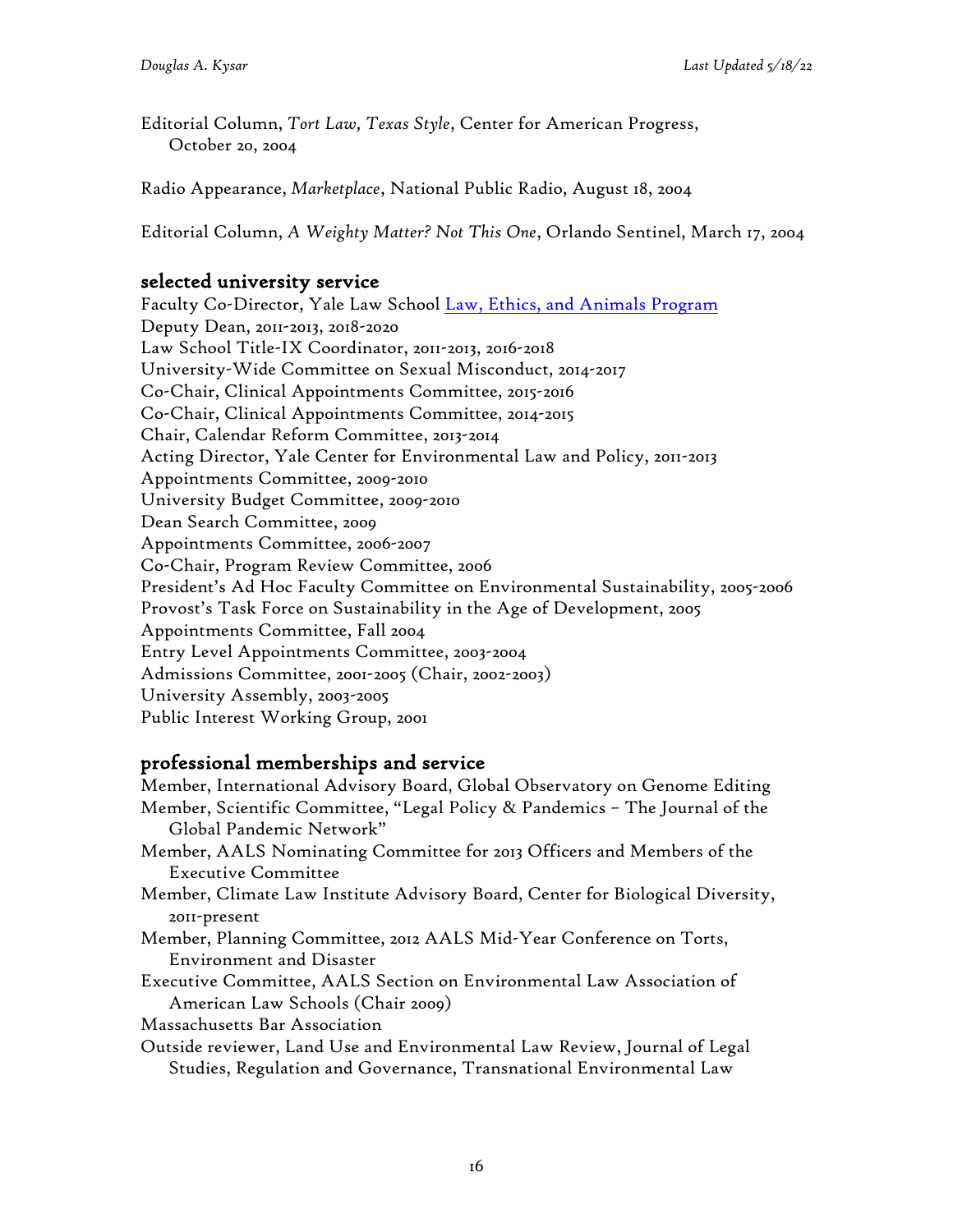Editorial Column, *Tort Law, Texas Style*, Center for American Progress, October 20, 2004

Radio Appearance, *Marketplace*, National Public Radio, August 18, 2004

Editorial Column, *A Weighty Matter? Not This One*, Orlando Sentinel, March 17, 2004

## selected university service

Faculty Co-Director, Yale Law School Law, Ethics, and Animals Program
Deputy Dean, 2011-2013, 2018-2020
Law School Title-IX Coordinator, 2011-2013, 2016-2018
University-Wide Committee on Sexual Misconduct, 2014-2017
Co-Chair, Clinical Appointments Committee, 2015-2016
Co-Chair, Clinical Appointments Committee, 2014-2015
Chair, Calendar Reform Committee, 2013-2014
Acting Director, Yale Center for Environmental Law and Policy, 2011-2013
Appointments Committee, 2009-2010
University Budget Committee, 2009-2010
Dean Search Committee, 2009
Appointments Committee, 2006-2007
Co-Chair, Program Review Committee, 2006
President's Ad Hoc Faculty Committee on Environmental Sustainability, 2005-2006
Provost's Task Force on Sustainability in the Age of Development, 2005
Appointments Committee, Fall 2004
Entry Level Appointments Committee, 2003-2004
Admissions Committee, 2001-2005 (Chair, 2002-2003)
University Assembly, 2003-2005
Public Interest Working Group, 2001

## professional memberships and service

Member, International Advisory Board, Global Observatory on Genome Editing
Member, Scientific Committee, "Legal Policy & Pandemics – The Journal of the Global Pandemic Network"
Member, AALS Nominating Committee for 2013 Officers and Members of the Executive Committee
Member, Climate Law Institute Advisory Board, Center for Biological Diversity, 2011-present
Member, Planning Committee, 2012 AALS Mid-Year Conference on Torts, Environment and Disaster
Executive Committee, AALS Section on Environmental Law Association of American Law Schools (Chair 2009)
Massachusetts Bar Association
Outside reviewer, Land Use and Environmental Law Review, Journal of Legal Studies, Regulation and Governance, Transnational Environmental Law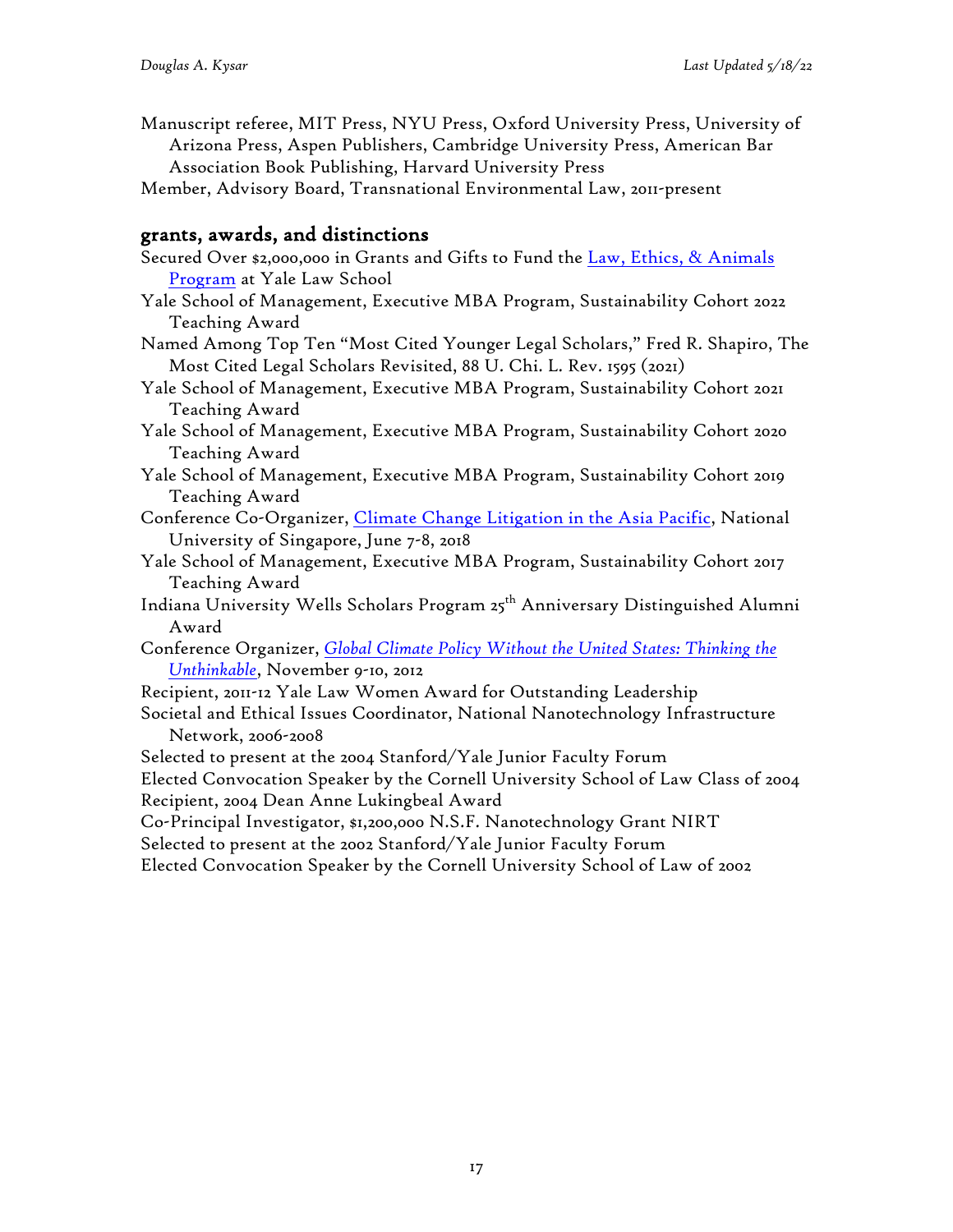Manuscript referee, MIT Press, NYU Press, Oxford University Press, University of Arizona Press, Aspen Publishers, Cambridge University Press, American Bar Association Book Publishing, Harvard University Press

Member, Advisory Board, Transnational Environmental Law, 2011-present

## grants, awards, and distinctions

Secured Over $2,000,000 in Grants and Gifts to Fund the Law, Ethics, & Animals Program at Yale Law School

Yale School of Management, Executive MBA Program, Sustainability Cohort 2022 Teaching Award

Named Among Top Ten "Most Cited Younger Legal Scholars," Fred R. Shapiro, The Most Cited Legal Scholars Revisited, 88 U. Chi. L. Rev. 1595 (2021)

Yale School of Management, Executive MBA Program, Sustainability Cohort 2021 Teaching Award

Yale School of Management, Executive MBA Program, Sustainability Cohort 2020 Teaching Award

Yale School of Management, Executive MBA Program, Sustainability Cohort 2019 Teaching Award

Conference Co-Organizer, Climate Change Litigation in the Asia Pacific, National University of Singapore, June 7-8, 2018

Yale School of Management, Executive MBA Program, Sustainability Cohort 2017 Teaching Award

Indiana University Wells Scholars Program 25th Anniversary Distinguished Alumni Award

Conference Organizer, *Global Climate Policy Without the United States: Thinking the Unthinkable*, November 9-10, 2012

Recipient, 2011-12 Yale Law Women Award for Outstanding Leadership

Societal and Ethical Issues Coordinator, National Nanotechnology Infrastructure Network, 2006-2008

Selected to present at the 2004 Stanford/Yale Junior Faculty Forum

Elected Convocation Speaker by the Cornell University School of Law Class of 2004

Recipient, 2004 Dean Anne Lukingbeal Award

Co-Principal Investigator, $1,200,000 N.S.F. Nanotechnology Grant NIRT

Selected to present at the 2002 Stanford/Yale Junior Faculty Forum

Elected Convocation Speaker by the Cornell University School of Law of 2002